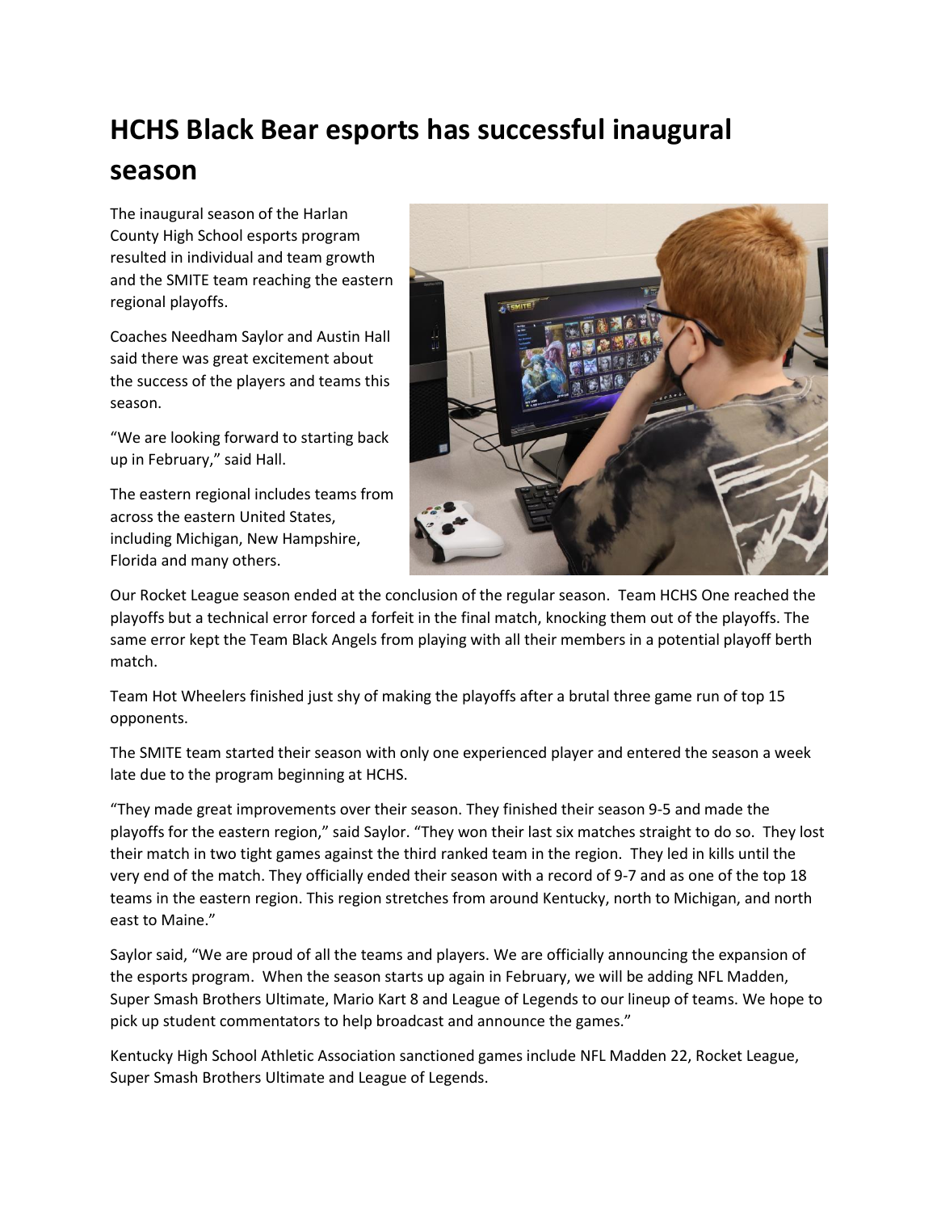# HCHS Black Bear esports has successful inaugural season

The inaugural season of the Harlan County High School esports program resulted in individual and team growth and the SMITE team reaching the eastern regional playoffs.

Coaches Needham Saylor and Austin Hall said there was great excitement about the success of the players and teams this season.

"We are looking forward to starting back up in February," said Hall.

The eastern regional includes teams from across the eastern United States, including Michigan, New Hampshire, Florida and many others.

Our Rocket League season ended at the conclusion of the regular season. Team HCHS One reached the playoffs but a technical error forced a forfeit in the final match, knocking them out of the playoffs. The same error kept the Team Black Angels from playing with all their members in a potential playoff berth match.

Team Hot Wheelers finished just shy of making the playoffs after a brutal three game run of top 15 opponents.

The SMITE team started their season with only one experienced player and entered the season a week late due to the program beginning at HCHS.

"They made great improvements over their season. They finished their season 9-5 and made the playoffs for the eastern region," said Saylor. "They won their last six matches straight to do so. They lost their match in two tight games against the third ranked team in the region. They led in kills until the very end of the match. They officially ended their season with a record of 9-7 and as one of the top 18 teams in the eastern region. This region stretches from around Kentucky, north to Michigan, and north east to Maine."

Saylor said, "We are proud of all the teams and players. We are officially announcing the expansion of the esports program. When the season starts up again in February, we will be adding NFL Madden, Super Smash Brothers Ultimate, Mario Kart 8 and League of Legends to our lineup of teams. We hope to pick up student commentators to help broadcast and announce the games."

Kentucky High School Athletic Association sanctioned games include NFL Madden 22, Rocket League, Super Smash Brothers Ultimate and League of Legends.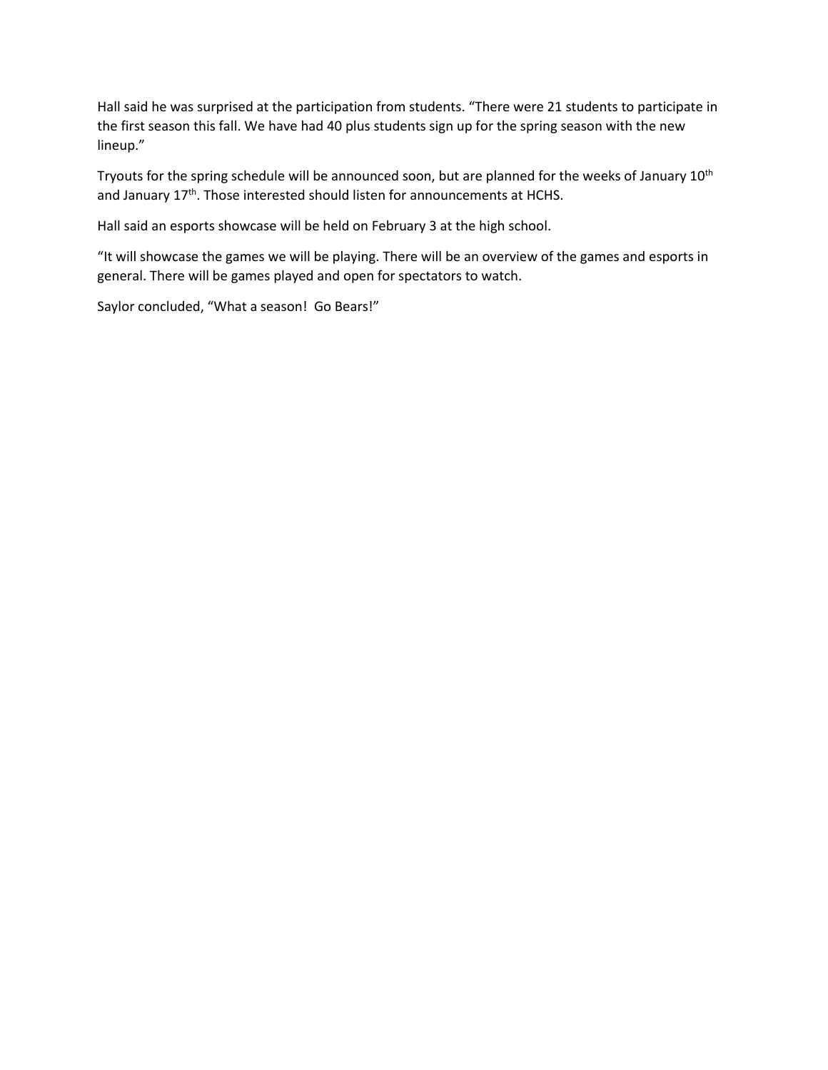Hall said he was surprised at the participation from students. "There were 21 students to participate in the first season this fall. We have had 40 plus students sign up for the spring season with the new lineup."

Tryouts for the spring schedule will be announced soon, but are planned for the weeks of January 10th and January 17th. Those interested should listen for announcements at HCHS.

Hall said an esports showcase will be held on February 3 at the high school.

"It will showcase the games we will be playing. There will be an overview of the games and esports in general. There will be games played and open for spectators to watch.

Saylor concluded, "What a season!  Go Bears!"